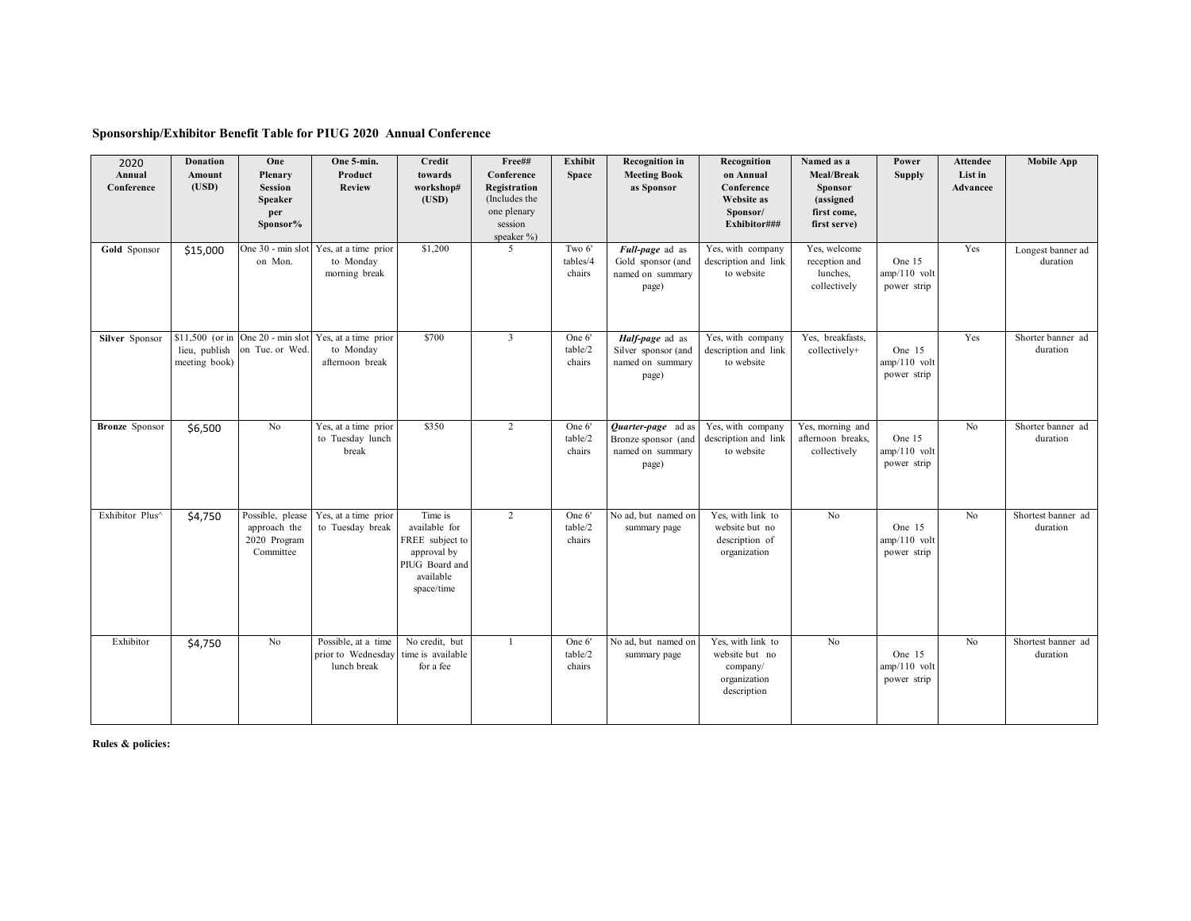**Sponsorship/Exhibitor Benefit Table for PIUG 2020 Annual Conference**

| 2020 Annual Conference | Donation Amount (USD) | One Plenary Session Speaker per Sponsor% | One 5-min. Product Review | Credit towards workshop# (USD) | Free## Conference Registration (Includes the one plenary session speaker %) | Exhibit Space | Recognition in Meeting Book as Sponsor | Recognition on Annual Conference Website as Sponsor/ Exhibitor### | Named as a Meal/Break Sponsor (assigned first come, first serve) | Power Supply | Attendee List in Advancee | Mobile App |
|---|---|---|---|---|---|---|---|---|---|---|---|---|
| **Gold** Sponsor | $15,000 | One 30 - min slot on Mon. | Yes, at a time prior to Monday morning break | $1,200 | 5 | Two 6' tables/4 chairs | ***Full-page*** ad as Gold sponsor (and named on summary page) | Yes, with company description and link to website | Yes, welcome reception and lunches, collectively | One 15 amp/110 volt power strip | Yes | Longest banner ad duration |
| **Silver** Sponsor | $11,500 (or in lieu, publish meeting book) | One 20 - min slot on Tue. or Wed. | Yes, at a time prior to Monday afternoon break | $700 | 3 | One 6' table/2 chairs | ***Half-page*** ad as Silver sponsor (and named on summary page) | Yes, with company description and link to website | Yes, breakfasts, collectively+ | One 15 amp/110 volt power strip | Yes | Shorter banner ad duration |
| **Bronze** Sponsor | $6,500 | No | Yes, at a time prior to Tuesday lunch break | $350 | 2 | One 6' table/2 chairs | ***Quarter-page*** ad as Bronze sponsor (and named on summary page) | Yes, with company description and link to website | Yes, morning and afternoon breaks, collectively | One 15 amp/110 volt power strip | No | Shorter banner ad duration |
| Exhibitor Plus^ | $4,750 | Possible, please approach the 2020 Program Committee | Yes, at a time prior to Tuesday break | Time is available for FREE subject to approval by PIUG Board and available space/time | 2 | One 6' table/2 chairs | No ad, but named on summary page | Yes, with link to website but no description of organization | No | One 15 amp/110 volt power strip | No | Shortest banner ad duration |
| Exhibitor | $4,750 | No | Possible, at a time prior to Wednesday lunch break | No credit, but time is available for a fee | 1 | One 6' table/2 chairs | No ad, but named on summary page | Yes, with link to website but no company/ organization description | No | One 15 amp/110 volt power strip | No | Shortest banner ad duration |

**Rules & policies:**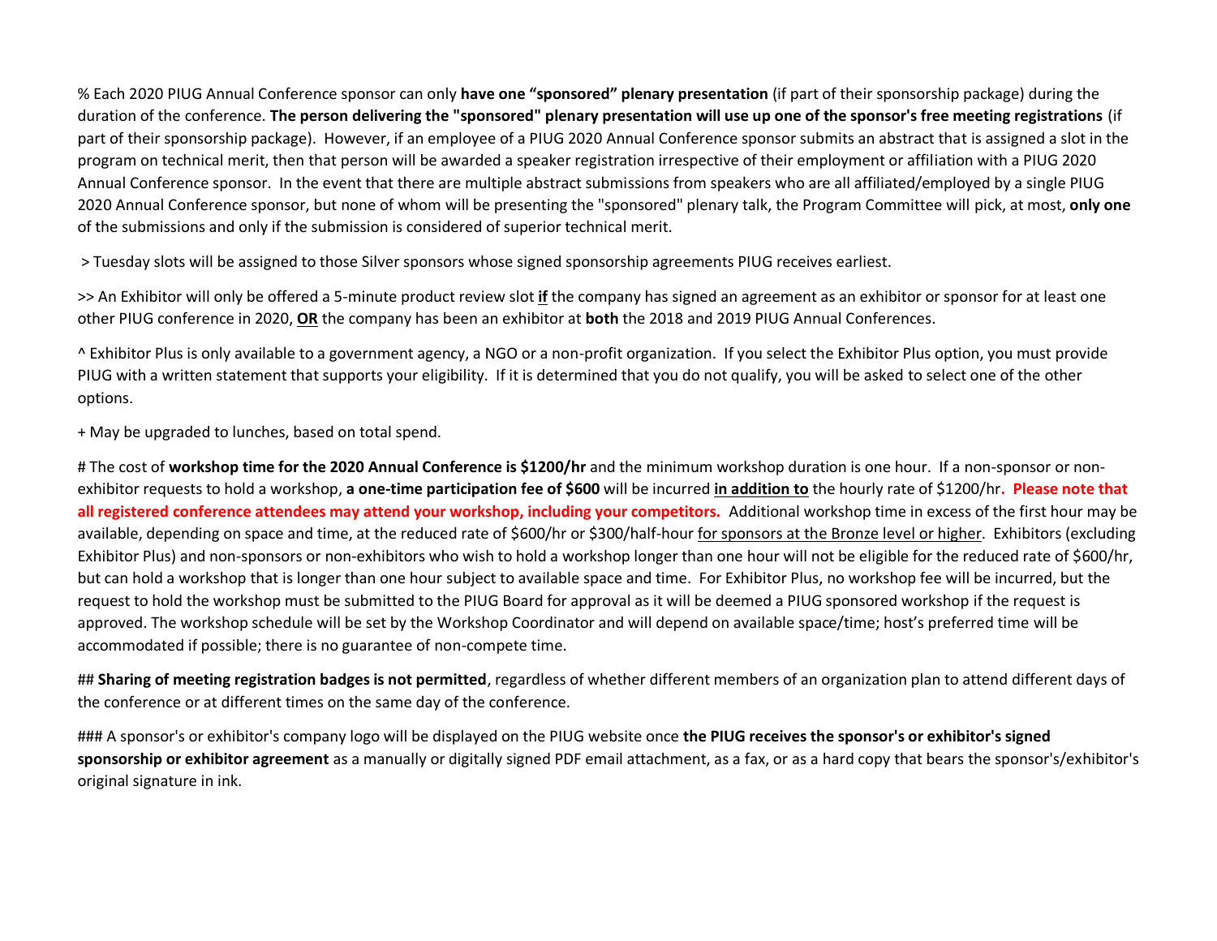% Each 2020 PIUG Annual Conference sponsor can only **have one "sponsored" plenary presentation** (if part of their sponsorship package) during the duration of the conference. **The person delivering the "sponsored" plenary presentation will use up one of the sponsor's free meeting registrations** (if part of their sponsorship package). However, if an employee of a PIUG 2020 Annual Conference sponsor submits an abstract that is assigned a slot in the program on technical merit, then that person will be awarded a speaker registration irrespective of their employment or affiliation with a PIUG 2020 Annual Conference sponsor. In the event that there are multiple abstract submissions from speakers who are all affiliated/employed by a single PIUG 2020 Annual Conference sponsor, but none of whom will be presenting the "sponsored" plenary talk, the Program Committee will pick, at most, **only one** of the submissions and only if the submission is considered of superior technical merit.

> Tuesday slots will be assigned to those Silver sponsors whose signed sponsorship agreements PIUG receives earliest.

>> An Exhibitor will only be offered a 5-minute product review slot <u>**if**</u> the company has signed an agreement as an exhibitor or sponsor for at least one other PIUG conference in 2020, <u>**OR**</u> the company has been an exhibitor at **both** the 2018 and 2019 PIUG Annual Conferences.

^ Exhibitor Plus is only available to a government agency, a NGO or a non-profit organization. If you select the Exhibitor Plus option, you must provide PIUG with a written statement that supports your eligibility. If it is determined that you do not qualify, you will be asked to select one of the other options.

+ May be upgraded to lunches, based on total spend.

# The cost of **workshop time for the 2020 Annual Conference is $1200/hr** and the minimum workshop duration is one hour. If a non-sponsor or non-exhibitor requests to hold a workshop, **a one-time participation fee of $600** will be incurred <u>**in addition to**</u> the hourly rate of $1200/hr**. Please note that all registered conference attendees may attend your workshop, including your competitors.** Additional workshop time in excess of the first hour may be available, depending on space and time, at the reduced rate of $600/hr or $300/half-hour <u>for sponsors at the Bronze level or higher</u>. Exhibitors (excluding Exhibitor Plus) and non-sponsors or non-exhibitors who wish to hold a workshop longer than one hour will not be eligible for the reduced rate of $600/hr, but can hold a workshop that is longer than one hour subject to available space and time. For Exhibitor Plus, no workshop fee will be incurred, but the request to hold the workshop must be submitted to the PIUG Board for approval as it will be deemed a PIUG sponsored workshop if the request is approved. The workshop schedule will be set by the Workshop Coordinator and will depend on available space/time; host's preferred time will be accommodated if possible; there is no guarantee of non-compete time.

## **Sharing of meeting registration badges is not permitted**, regardless of whether different members of an organization plan to attend different days of the conference or at different times on the same day of the conference.

### A sponsor's or exhibitor's company logo will be displayed on the PIUG website once **the PIUG receives the sponsor's or exhibitor's signed sponsorship or exhibitor agreement** as a manually or digitally signed PDF email attachment, as a fax, or as a hard copy that bears the sponsor's/exhibitor's original signature in ink.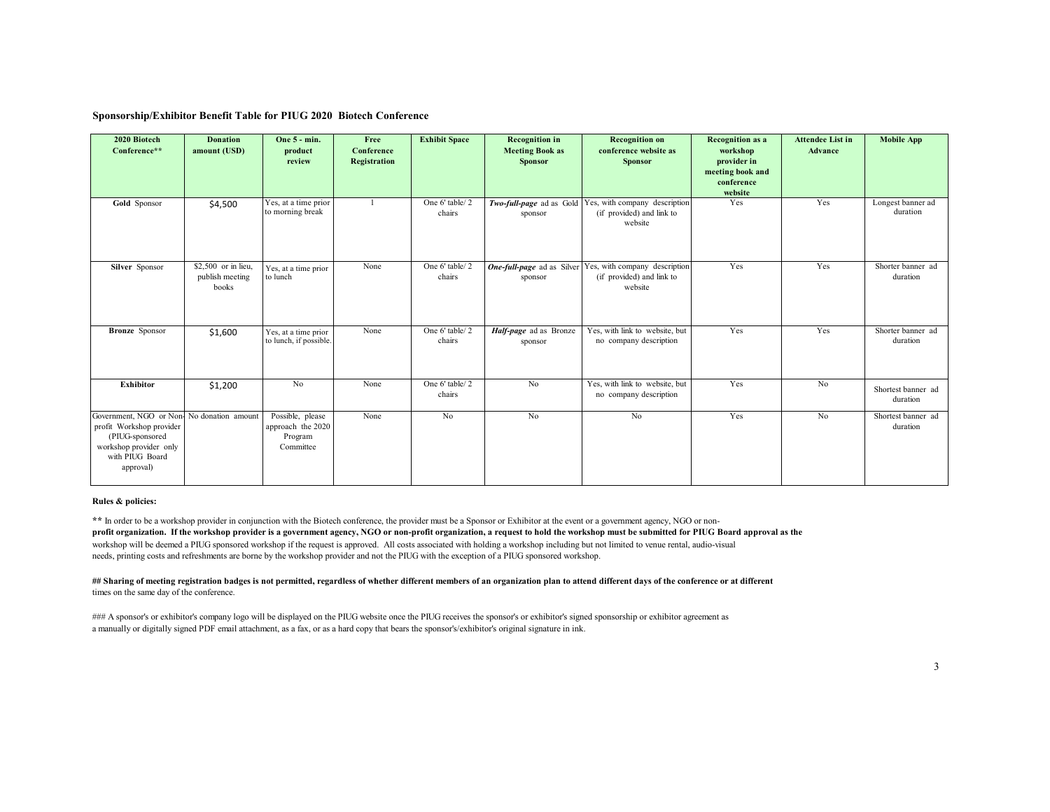**Sponsorship/Exhibitor Benefit Table for PIUG 2020 Biotech Conference**

| 2020 Biotech Conference** | Donation amount (USD) | One 5 - min. product review | Free Conference Registration | Exhibit Space | Recognition in Meeting Book as Sponsor | Recognition on conference website as Sponsor | Recognition as a workshop provider in meeting book and conference website | Attendee List in Advance | Mobile App |
|---|---|---|---|---|---|---|---|---|---|
| **Gold** Sponsor | $4,500 | Yes, at a time prior to morning break | 1 | One 6' table/ 2 chairs | ***Two-full-page*** ad as Gold sponsor | Yes, with company description (if provided) and link to website | Yes | Yes | Longest banner ad duration |
| **Silver** Sponsor | $2,500 or in lieu, publish meeting books | Yes, at a time prior to lunch | None | One 6' table/ 2 chairs | ***One-full-page*** ad as Silver sponsor | Yes, with company description (if provided) and link to website | Yes | Yes | Shorter banner ad duration |
| **Bronze** Sponsor | $1,600 | Yes, at a time prior to lunch, if possible. | None | One 6' table/ 2 chairs | ***Half-page*** ad as Bronze sponsor | Yes, with link to website, but no company description | Yes | Yes | Shorter banner ad duration |
| **Exhibitor** | $1,200 | No | None | One 6' table/ 2 chairs | No | Yes, with link to website, but no company description | Yes | No | Shortest banner ad duration |
| Government, NGO or Non-profit Workshop provider (PIUG-sponsored workshop provider only with PIUG Board approval) | No donation amount | Possible, please approach the 2020 Program Committee | None | No | No | No | Yes | No | Shortest banner ad duration |

**Rules & policies:**

**\*\*** In order to be a workshop provider in conjunction with the Biotech conference, the provider must be a Sponsor or Exhibitor at the event or a government agency, NGO or non-profit organization. **If the workshop provider is a government agency, NGO or non-profit organization, a request to hold the workshop must be submitted for PIUG Board approval as the** workshop will be deemed a PIUG sponsored workshop if the request is approved. All costs associated with holding a workshop including but not limited to venue rental, audio-visual needs, printing costs and refreshments are borne by the workshop provider and not the PIUG with the exception of a PIUG sponsored workshop.

**## Sharing of meeting registration badges is not permitted, regardless of whether different members of an organization plan to attend different days of the conference or at different** times on the same day of the conference.

### A sponsor's or exhibitor's company logo will be displayed on the PIUG website once the PIUG receives the sponsor's or exhibitor's signed sponsorship or exhibitor agreement as a manually or digitally signed PDF email attachment, as a fax, or as a hard copy that bears the sponsor's/exhibitor's original signature in ink.